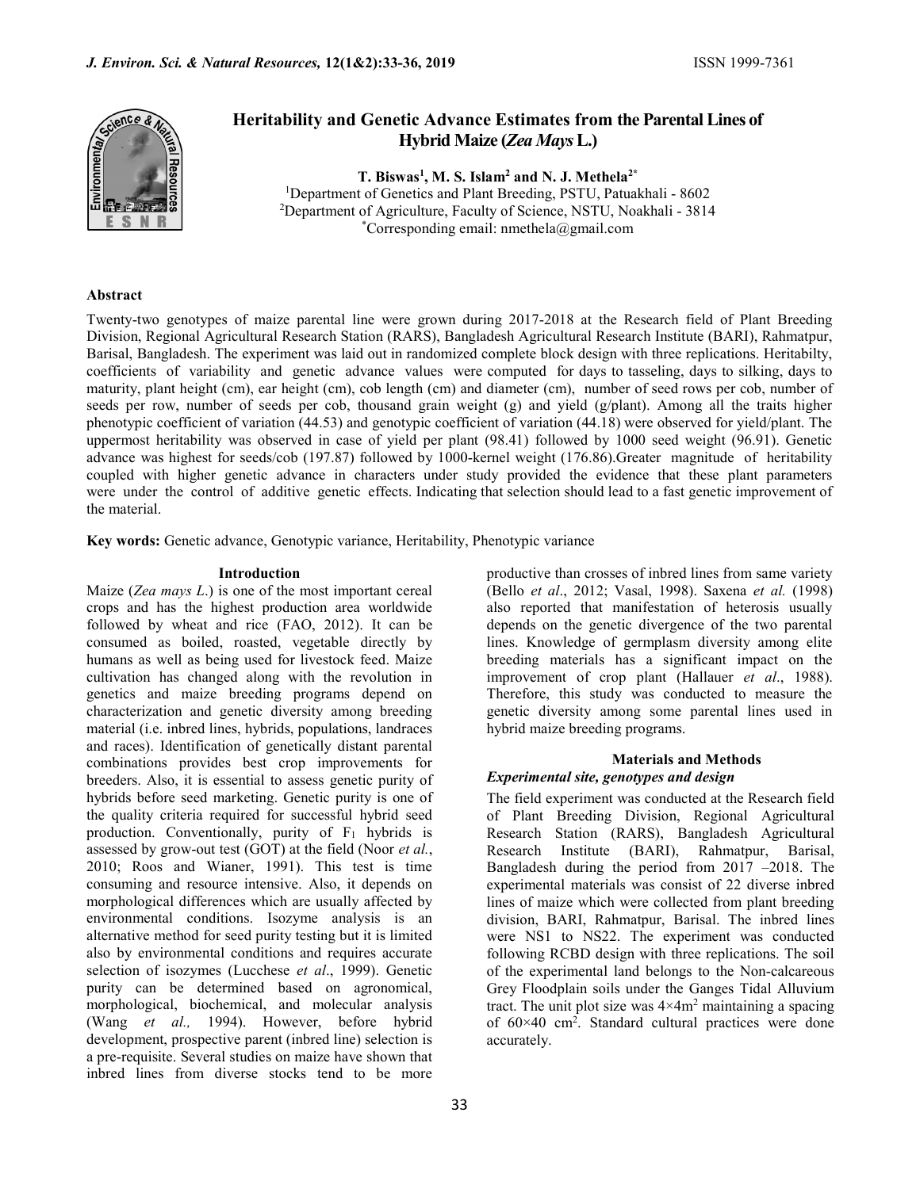# Heritability and Genetic Advance Estimates from the Parental Lines of Hybrid Maize (*Zea Mays* L.)

**T. Biswas[1], M. S. Islam[2] and N. J. Methela[2*]**

[1]Department of Genetics and Plant Breeding, PSTU, Patuakhali - 8602
[2]Department of Agriculture, Faculty of Science, NSTU, Noakhali - 3814
[*]Corresponding email: nmethela@gmail.com

## Abstract

Twenty-two genotypes of maize parental line were grown during 2017-2018 at the Research field of Plant Breeding Division, Regional Agricultural Research Station (RARS), Bangladesh Agricultural Research Institute (BARI), Rahmatpur, Barisal, Bangladesh. The experiment was laid out in randomized complete block design with three replications. Heritabilty, coefficients of variability and genetic advance values were computed for days to tasseling, days to silking, days to maturity, plant height (cm), ear height (cm), cob length (cm) and diameter (cm), number of seed rows per cob, number of seeds per row, number of seeds per cob, thousand grain weight (g) and yield (g/plant). Among all the traits higher phenotypic coefficient of variation (44.53) and genotypic coefficient of variation (44.18) were observed for yield/plant. The uppermost heritability was observed in case of yield per plant (98.41) followed by 1000 seed weight (96.91). Genetic advance was highest for seeds/cob (197.87) followed by 1000-kernel weight (176.86).Greater magnitude of heritability coupled with higher genetic advance in characters under study provided the evidence that these plant parameters were under the control of additive genetic effects. Indicating that selection should lead to a fast genetic improvement of the material.

**Key words:** Genetic advance, Genotypic variance, Heritability, Phenotypic variance

## Introduction

Maize (*Zea mays L.*) is one of the most important cereal crops and has the highest production area worldwide followed by wheat and rice (FAO, 2012). It can be consumed as boiled, roasted, vegetable directly by humans as well as being used for livestock feed. Maize cultivation has changed along with the revolution in genetics and maize breeding programs depend on characterization and genetic diversity among breeding material (i.e. inbred lines, hybrids, populations, landraces and races). Identification of genetically distant parental combinations provides best crop improvements for breeders. Also, it is essential to assess genetic purity of hybrids before seed marketing. Genetic purity is one of the quality criteria required for successful hybrid seed production. Conventionally, purity of $F_1$ hybrids is assessed by grow-out test (GOT) at the field (Noor *et al.*, 2010; Roos and Wianer, 1991). This test is time consuming and resource intensive. Also, it depends on morphological differences which are usually affected by environmental conditions. Isozyme analysis is an alternative method for seed purity testing but it is limited also by environmental conditions and requires accurate selection of isozymes (Lucchese *et al*., 1999). Genetic purity can be determined based on agronomical, morphological, biochemical, and molecular analysis (Wang *et al.,* 1994). However, before hybrid development, prospective parent (inbred line) selection is a pre-requisite. Several studies on maize have shown that inbred lines from diverse stocks tend to be more productive than crosses of inbred lines from same variety (Bello *et al*., 2012; Vasal, 1998). Saxena *et al.* (1998) also reported that manifestation of heterosis usually depends on the genetic divergence of the two parental lines. Knowledge of germplasm diversity among elite breeding materials has a significant impact on the improvement of crop plant (Hallauer *et al*., 1988). Therefore, this study was conducted to measure the genetic diversity among some parental lines used in hybrid maize breeding programs.

## Materials and Methods

### *Experimental site, genotypes and design*

The field experiment was conducted at the Research field of Plant Breeding Division, Regional Agricultural Research Station (RARS), Bangladesh Agricultural Research Institute (BARI), Rahmatpur, Barisal, Bangladesh during the period from 2017 –2018. The experimental materials was consist of 22 diverse inbred lines of maize which were collected from plant breeding division, BARI, Rahmatpur, Barisal. The inbred lines were NS1 to NS22. The experiment was conducted following RCBD design with three replications. The soil of the experimental land belongs to the Non-calcareous Grey Floodplain soils under the Ganges Tidal Alluvium tract. The unit plot size was $4{\times}4m^2$ maintaining a spacing of $60{\times}40$ $cm^2$. Standard cultural practices were done accurately.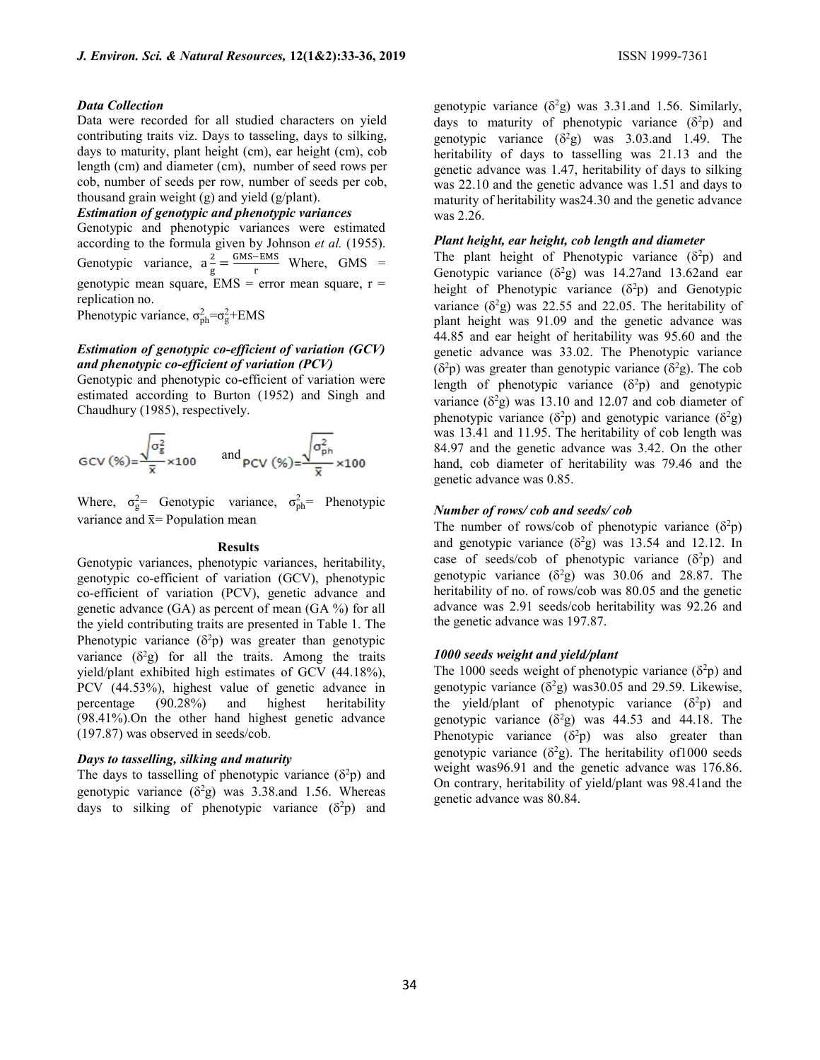***Data Collection***

Data were recorded for all studied characters on yield contributing traits viz. Days to tasseling, days to silking, days to maturity, plant height (cm), ear height (cm), cob length (cm) and diameter (cm), number of seed rows per cob, number of seeds per row, number of seeds per cob, thousand grain weight (g) and yield (g/plant).

***Estimation of genotypic and phenotypic variances***

Genotypic and phenotypic variances were estimated according to the formula given by Johnson *et al.* (1955). Genotypic variance, $a\frac{2}{g} = \frac{GMS-EMS}{r}$ Where, GMS = genotypic mean square, EMS = error mean square, r = replication no.

Phenotypic variance, $\sigma^2_{ph}=\sigma^2_g$+EMS

***Estimation of genotypic co-efficient of variation (GCV) and phenotypic co-efficient of variation (PCV)***

Genotypic and phenotypic co-efficient of variation were estimated according to Burton (1952) and Singh and Chaudhury (1985), respectively.

$$GCV\ (\%)=\frac{\sqrt{\sigma^2_g}}{\bar{x}}\times 100 \quad \text{and} \quad PCV\ (\%)=\frac{\sqrt{\sigma^2_{ph}}}{\bar{x}}\times 100$$

Where, $\sigma^2_g$= Genotypic variance, $\sigma^2_{ph}$= Phenotypic variance and $\bar{x}$= Population mean

**Results**

Genotypic variances, phenotypic variances, heritability, genotypic co-efficient of variation (GCV), phenotypic co-efficient of variation (PCV), genetic advance and genetic advance (GA) as percent of mean (GA %) for all the yield contributing traits are presented in Table 1. The Phenotypic variance ($\delta^2$p) was greater than genotypic variance ($\delta^2$g) for all the traits. Among the traits yield/plant exhibited high estimates of GCV (44.18%), PCV (44.53%), highest value of genetic advance in percentage (90.28%) and highest heritability (98.41%).On the other hand highest genetic advance (197.87) was observed in seeds/cob.

***Days to tasselling, silking and maturity***

The days to tasselling of phenotypic variance ($\delta^2$p) and genotypic variance ($\delta^2$g) was 3.38.and 1.56. Whereas days to silking of phenotypic variance ($\delta^2$p) and genotypic variance ($\delta^2$g) was 3.31.and 1.56. Similarly, days to maturity of phenotypic variance ($\delta^2$p) and genotypic variance ($\delta^2$g) was 3.03.and 1.49. The heritability of days to tasselling was 21.13 and the genetic advance was 1.47, heritability of days to silking was 22.10 and the genetic advance was 1.51 and days to maturity of heritability was24.30 and the genetic advance was 2.26.

***Plant height, ear height, cob length and diameter***

The plant height of Phenotypic variance ($\delta^2$p) and Genotypic variance ($\delta^2$g) was 14.27and 13.62and ear height of Phenotypic variance ($\delta^2$p) and Genotypic variance ($\delta^2$g) was 22.55 and 22.05. The heritability of plant height was 91.09 and the genetic advance was 44.85 and ear height of heritability was 95.60 and the genetic advance was 33.02. The Phenotypic variance ($\delta^2$p) was greater than genotypic variance ($\delta^2$g). The cob length of phenotypic variance ($\delta^2$p) and genotypic variance ($\delta^2$g) was 13.10 and 12.07 and cob diameter of phenotypic variance ($\delta^2$p) and genotypic variance ($\delta^2$g) was 13.41 and 11.95. The heritability of cob length was 84.97 and the genetic advance was 3.42. On the other hand, cob diameter of heritability was 79.46 and the genetic advance was 0.85.

***Number of rows/ cob and seeds/ cob***

The number of rows/cob of phenotypic variance ($\delta^2$p) and genotypic variance ($\delta^2$g) was 13.54 and 12.12. In case of seeds/cob of phenotypic variance ($\delta^2$p) and genotypic variance ($\delta^2$g) was 30.06 and 28.87. The heritability of no. of rows/cob was 80.05 and the genetic advance was 2.91 seeds/cob heritability was 92.26 and the genetic advance was 197.87.

***1000 seeds weight and yield/plant***

The 1000 seeds weight of phenotypic variance ($\delta^2$p) and genotypic variance ($\delta^2$g) was30.05 and 29.59. Likewise, the yield/plant of phenotypic variance ($\delta^2$p) and genotypic variance ($\delta^2$g) was 44.53 and 44.18. The Phenotypic variance ($\delta^2$p) was also greater than genotypic variance ($\delta^2$g). The heritability of1000 seeds weight was96.91 and the genetic advance was 176.86. On contrary, heritability of yield/plant was 98.41and the genetic advance was 80.84.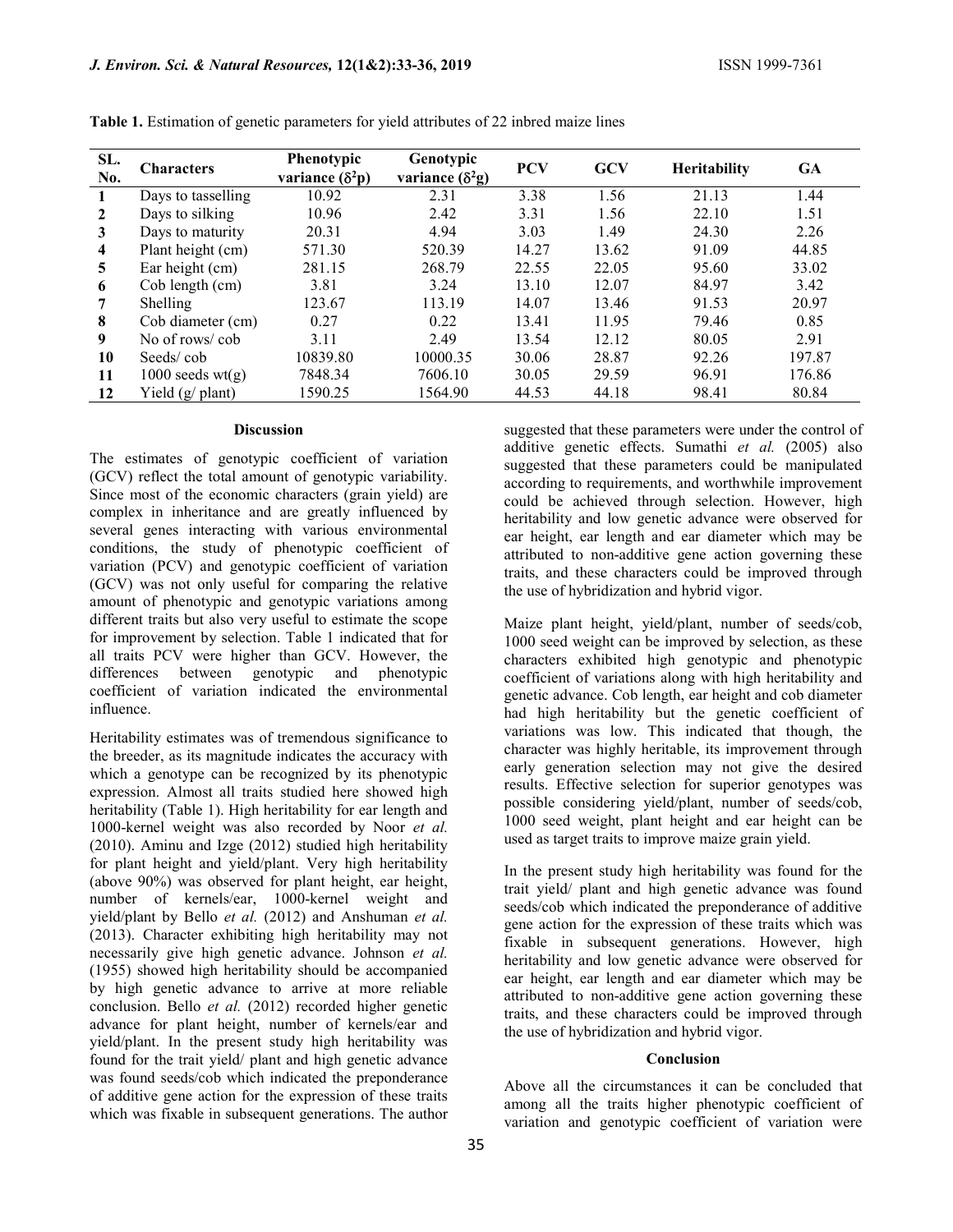**Table 1.** Estimation of genetic parameters for yield attributes of 22 inbred maize lines

| SL. No. | Characters | Phenotypic variance ($\delta^2$p) | Genotypic variance ($\delta^2$g) | PCV | GCV | Heritability | GA |
|---|---|---|---|---|---|---|---|
| 1 | Days to tasselling | 10.92 | 2.31 | 3.38 | 1.56 | 21.13 | 1.44 |
| 2 | Days to silking | 10.96 | 2.42 | 3.31 | 1.56 | 22.10 | 1.51 |
| 3 | Days to maturity | 20.31 | 4.94 | 3.03 | 1.49 | 24.30 | 2.26 |
| 4 | Plant height (cm) | 571.30 | 520.39 | 14.27 | 13.62 | 91.09 | 44.85 |
| 5 | Ear height (cm) | 281.15 | 268.79 | 22.55 | 22.05 | 95.60 | 33.02 |
| 6 | Cob length (cm) | 3.81 | 3.24 | 13.10 | 12.07 | 84.97 | 3.42 |
| 7 | Shelling | 123.67 | 113.19 | 14.07 | 13.46 | 91.53 | 20.97 |
| 8 | Cob diameter (cm) | 0.27 | 0.22 | 13.41 | 11.95 | 79.46 | 0.85 |
| 9 | No of rows/ cob | 3.11 | 2.49 | 13.54 | 12.12 | 80.05 | 2.91 |
| 10 | Seeds/ cob | 10839.80 | 10000.35 | 30.06 | 28.87 | 92.26 | 197.87 |
| 11 | 1000 seeds wt(g) | 7848.34 | 7606.10 | 30.05 | 29.59 | 96.91 | 176.86 |
| 12 | Yield (g/ plant) | 1590.25 | 1564.90 | 44.53 | 44.18 | 98.41 | 80.84 |

## Discussion

The estimates of genotypic coefficient of variation (GCV) reflect the total amount of genotypic variability. Since most of the economic characters (grain yield) are complex in inheritance and are greatly influenced by several genes interacting with various environmental conditions, the study of phenotypic coefficient of variation (PCV) and genotypic coefficient of variation (GCV) was not only useful for comparing the relative amount of phenotypic and genotypic variations among different traits but also very useful to estimate the scope for improvement by selection. Table 1 indicated that for all traits PCV were higher than GCV. However, the differences between genotypic and phenotypic coefficient of variation indicated the environmental influence.

Heritability estimates was of tremendous significance to the breeder, as its magnitude indicates the accuracy with which a genotype can be recognized by its phenotypic expression. Almost all traits studied here showed high heritability (Table 1). High heritability for ear length and 1000-kernel weight was also recorded by Noor *et al.* (2010). Aminu and Izge (2012) studied high heritability for plant height and yield/plant. Very high heritability (above 90%) was observed for plant height, ear height, number of kernels/ear, 1000-kernel weight and yield/plant by Bello *et al.* (2012) and Anshuman *et al.* (2013). Character exhibiting high heritability may not necessarily give high genetic advance. Johnson *et al.* (1955) showed high heritability should be accompanied by high genetic advance to arrive at more reliable conclusion. Bello *et al.* (2012) recorded higher genetic advance for plant height, number of kernels/ear and yield/plant. In the present study high heritability was found for the trait yield/ plant and high genetic advance was found seeds/cob which indicated the preponderance of additive gene action for the expression of these traits which was fixable in subsequent generations. The author suggested that these parameters were under the control of additive genetic effects. Sumathi *et al.* (2005) also suggested that these parameters could be manipulated according to requirements, and worthwhile improvement could be achieved through selection. However, high heritability and low genetic advance were observed for ear height, ear length and ear diameter which may be attributed to non-additive gene action governing these traits, and these characters could be improved through the use of hybridization and hybrid vigor.

Maize plant height, yield/plant, number of seeds/cob, 1000 seed weight can be improved by selection, as these characters exhibited high genotypic and phenotypic coefficient of variations along with high heritability and genetic advance. Cob length, ear height and cob diameter had high heritability but the genetic coefficient of variations was low. This indicated that though, the character was highly heritable, its improvement through early generation selection may not give the desired results. Effective selection for superior genotypes was possible considering yield/plant, number of seeds/cob, 1000 seed weight, plant height and ear height can be used as target traits to improve maize grain yield.

In the present study high heritability was found for the trait yield/ plant and high genetic advance was found seeds/cob which indicated the preponderance of additive gene action for the expression of these traits which was fixable in subsequent generations. However, high heritability and low genetic advance were observed for ear height, ear length and ear diameter which may be attributed to non-additive gene action governing these traits, and these characters could be improved through the use of hybridization and hybrid vigor.

## Conclusion

Above all the circumstances it can be concluded that among all the traits higher phenotypic coefficient of variation and genotypic coefficient of variation were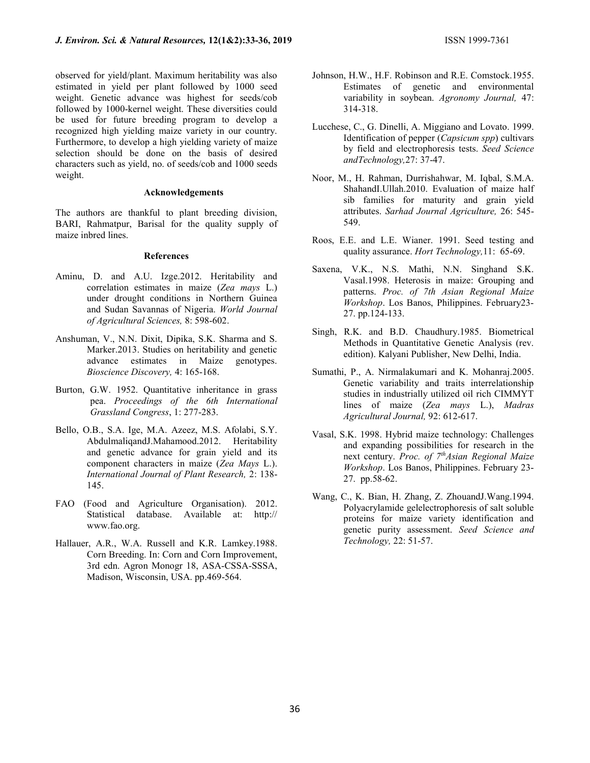observed for yield/plant. Maximum heritability was also estimated in yield per plant followed by 1000 seed weight. Genetic advance was highest for seeds/cob followed by 1000-kernel weight. These diversities could be used for future breeding program to develop a recognized high yielding maize variety in our country. Furthermore, to develop a high yielding variety of maize selection should be done on the basis of desired characters such as yield, no. of seeds/cob and 1000 seeds weight.

### Acknowledgements

The authors are thankful to plant breeding division, BARI, Rahmatpur, Barisal for the quality supply of maize inbred lines.

### References

Aminu, D. and A.U. Izge.2012. Heritability and correlation estimates in maize (*Zea mays* L.) under drought conditions in Northern Guinea and Sudan Savannas of Nigeria. *World Journal of Agricultural Sciences,* 8: 598-602.

Anshuman, V., N.N. Dixit, Dipika, S.K. Sharma and S. Marker.2013. Studies on heritability and genetic advance estimates in Maize genotypes. *Bioscience Discovery,* 4: 165-168.

Burton, G.W. 1952. Quantitative inheritance in grass pea. *Proceedings of the 6th International Grassland Congress*, 1: 277-283.

Bello, O.B., S.A. Ige, M.A. Azeez, M.S. Afolabi, S.Y. AbdulmaliqandJ.Mahamood.2012. Heritability and genetic advance for grain yield and its component characters in maize (*Zea Mays* L.). *International Journal of Plant Research,* 2: 138-145.

FAO (Food and Agriculture Organisation). 2012. Statistical database. Available at: http:// www.fao.org.

Hallauer, A.R., W.A. Russell and K.R. Lamkey.1988. Corn Breeding. In: Corn and Corn Improvement, 3rd edn. Agron Monogr 18, ASA-CSSA-SSSA, Madison, Wisconsin, USA. pp.469-564.

Johnson, H.W., H.F. Robinson and R.E. Comstock.1955. Estimates of genetic and environmental variability in soybean. *Agronomy Journal,* 47: 314-318.

Lucchese, C., G. Dinelli, A. Miggiano and Lovato. 1999. Identification of pepper (*Capsicum spp*) cultivars by field and electrophoresis tests. *Seed Science andTechnology,*27: 37-47.

Noor, M., H. Rahman, Durrishahwar, M. Iqbal, S.M.A. ShahandI.Ullah.2010. Evaluation of maize half sib families for maturity and grain yield attributes. *Sarhad Journal Agriculture,* 26: 545-549.

Roos, E.E. and L.E. Wianer. 1991. Seed testing and quality assurance. *Hort Technology,*11: 65-69.

Saxena, V.K., N.S. Mathi, N.N. Singhand S.K. Vasal.1998. Heterosis in maize: Grouping and patterns. *Proc. of 7th Asian Regional Maize Workshop*. Los Banos, Philippines. February23-27. pp.124-133.

Singh, R.K. and B.D. Chaudhury.1985. Biometrical Methods in Quantitative Genetic Analysis (rev. edition). Kalyani Publisher, New Delhi, India.

Sumathi, P., A. Nirmalakumari and K. Mohanraj.2005. Genetic variability and traits interrelationship studies in industrially utilized oil rich CIMMYT lines of maize (*Zea mays* L.), *Madras Agricultural Journal,* 92: 612-617.

Vasal, S.K. 1998. Hybrid maize technology: Challenges and expanding possibilities for research in the next century. *Proc. of 7thAsian Regional Maize Workshop*. Los Banos, Philippines. February 23-27. pp.58-62.

Wang, C., K. Bian, H. Zhang, Z. ZhouandJ.Wang.1994. Polyacrylamide gelelectrophoresis of salt soluble proteins for maize variety identification and genetic purity assessment. *Seed Science and Technology,* 22: 51-57.